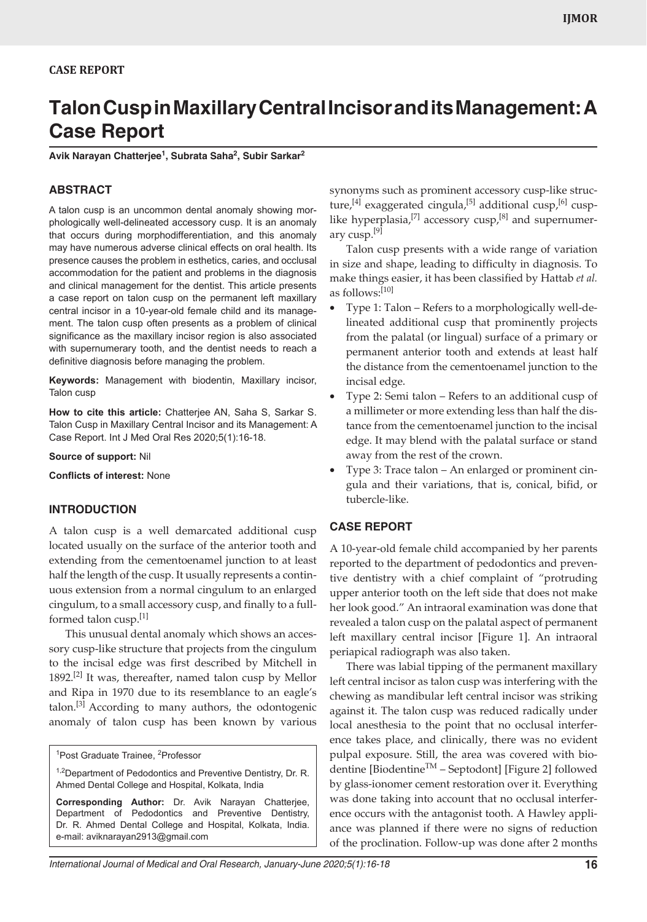**CASE REPORT**

# Talon Cusp in Maxillary Central Incisor and its Management: A Case Report

**Avik Narayan Chatterjee[1], Subrata Saha[2], Subir Sarkar[2]**

## ABSTRACT

A talon cusp is an uncommon dental anomaly showing morphologically well-delineated accessory cusp. It is an anomaly that occurs during morphodifferentiation, and this anomaly may have numerous adverse clinical effects on oral health. Its presence causes the problem in esthetics, caries, and occlusal accommodation for the patient and problems in the diagnosis and clinical management for the dentist. This article presents a case report on talon cusp on the permanent left maxillary central incisor in a 10-year-old female child and its management. The talon cusp often presents as a problem of clinical significance as the maxillary incisor region is also associated with supernumerary tooth, and the dentist needs to reach a definitive diagnosis before managing the problem.

**Keywords:** Management with biodentin, Maxillary incisor, Talon cusp

**How to cite this article:** Chatterjee AN, Saha S, Sarkar S. Talon Cusp in Maxillary Central Incisor and its Management: A Case Report. Int J Med Oral Res 2020;5(1):16-18.

**Source of support:** Nil

**Conflicts of interest:** None

## INTRODUCTION

A talon cusp is a well demarcated additional cusp located usually on the surface of the anterior tooth and extending from the cementoenamel junction to at least half the length of the cusp. It usually represents a continuous extension from a normal cingulum to an enlarged cingulum, to a small accessory cusp, and finally to a full-formed talon cusp.[1]

This unusual dental anomaly which shows an accessory cusp-like structure that projects from the cingulum to the incisal edge was first described by Mitchell in 1892.[2] It was, thereafter, named talon cusp by Mellor and Ripa in 1970 due to its resemblance to an eagle's talon.[3] According to many authors, the odontogenic anomaly of talon cusp has been known by various synonyms such as prominent accessory cusp-like structure,[4] exaggerated cingula,[5] additional cusp,[6] cusp-like hyperplasia,[7] accessory cusp,[8] and supernumerary cusp.[9]

Talon cusp presents with a wide range of variation in size and shape, leading to difficulty in diagnosis. To make things easier, it has been classified by Hattab *et al.* as follows:[10]

- Type 1: Talon – Refers to a morphologically well-delineated additional cusp that prominently projects from the palatal (or lingual) surface of a primary or permanent anterior tooth and extends at least half the distance from the cementoenamel junction to the incisal edge.
- Type 2: Semi talon – Refers to an additional cusp of a millimeter or more extending less than half the distance from the cementoenamel junction to the incisal edge. It may blend with the palatal surface or stand away from the rest of the crown.
- Type 3: Trace talon – An enlarged or prominent cingula and their variations, that is, conical, bifid, or tubercle-like.

## CASE REPORT

A 10-year-old female child accompanied by her parents reported to the department of pedodontics and preventive dentistry with a chief complaint of "protruding upper anterior tooth on the left side that does not make her look good." An intraoral examination was done that revealed a talon cusp on the palatal aspect of permanent left maxillary central incisor [Figure 1]. An intraoral periapical radiograph was also taken.

There was labial tipping of the permanent maxillary left central incisor as talon cusp was interfering with the chewing as mandibular left central incisor was striking against it. The talon cusp was reduced radically under local anesthesia to the point that no occlusal interference takes place, and clinically, there was no evident pulpal exposure. Still, the area was covered with biodentine [Biodentine™ – Septodont] [Figure 2] followed by glass-ionomer cement restoration over it. Everything was done taking into account that no occlusal interference occurs with the antagonist tooth. A Hawley appliance was planned if there were no signs of reduction of the proclination. Follow-up was done after 2 months

[1]Post Graduate Trainee, [2]Professor

[1,2]Department of Pedodontics and Preventive Dentistry, Dr. R. Ahmed Dental College and Hospital, Kolkata, India

**Corresponding Author:** Dr. Avik Narayan Chatterjee, Department of Pedodontics and Preventive Dentistry, Dr. R. Ahmed Dental College and Hospital, Kolkata, India. e-mail: aviknarayan2913@gmail.com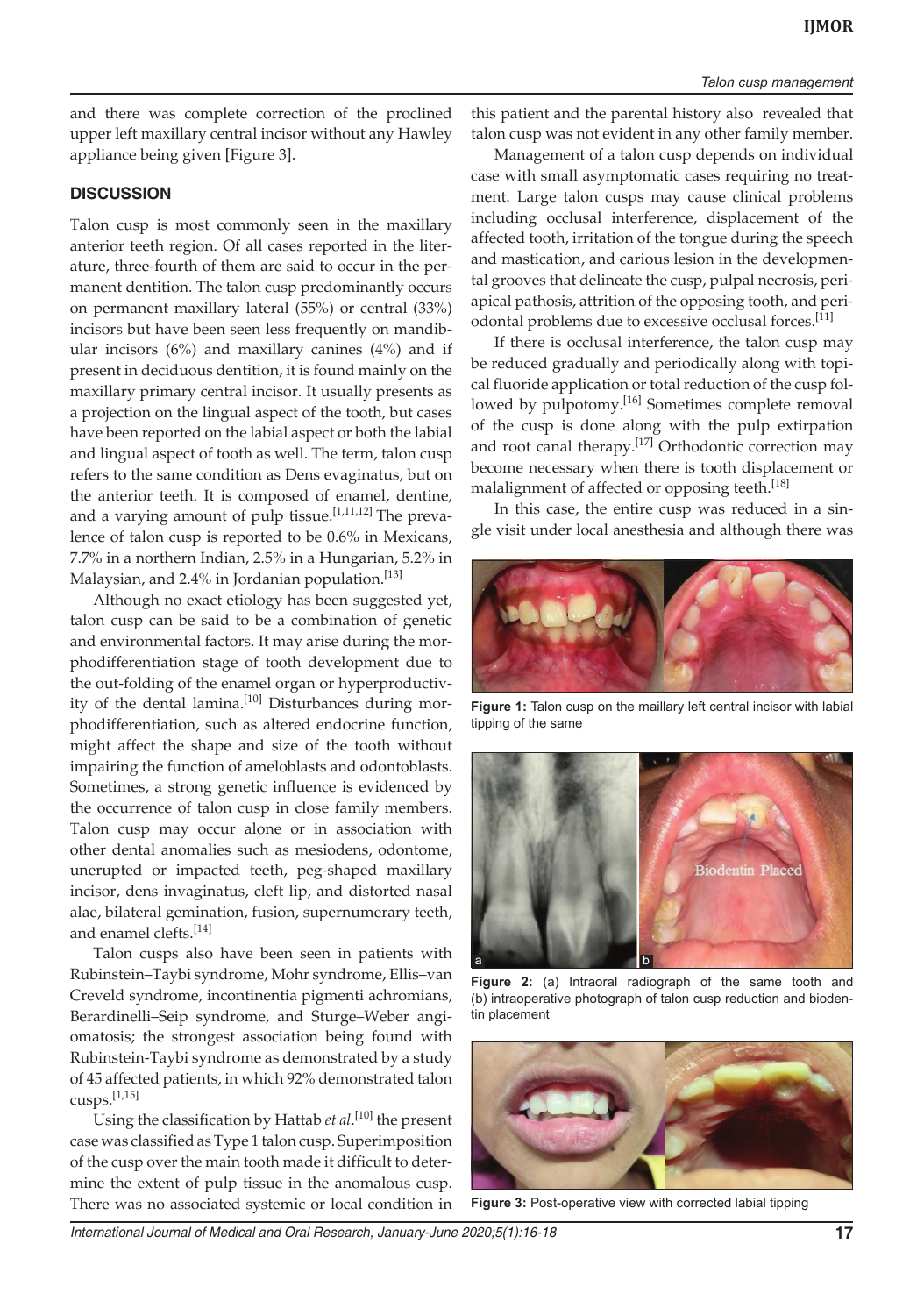and there was complete correction of the proclined upper left maxillary central incisor without any Hawley appliance being given [Figure 3].

## DISCUSSION

Talon cusp is most commonly seen in the maxillary anterior teeth region. Of all cases reported in the literature, three-fourth of them are said to occur in the permanent dentition. The talon cusp predominantly occurs on permanent maxillary lateral (55%) or central (33%) incisors but have been seen less frequently on mandibular incisors (6%) and maxillary canines (4%) and if present in deciduous dentition, it is found mainly on the maxillary primary central incisor. It usually presents as a projection on the lingual aspect of the tooth, but cases have been reported on the labial aspect or both the labial and lingual aspect of tooth as well. The term, talon cusp refers to the same condition as Dens evaginatus, but on the anterior teeth. It is composed of enamel, dentine, and a varying amount of pulp tissue.[1,11,12] The prevalence of talon cusp is reported to be 0.6% in Mexicans, 7.7% in a northern Indian, 2.5% in a Hungarian, 5.2% in Malaysian, and 2.4% in Jordanian population.[13]

Although no exact etiology has been suggested yet, talon cusp can be said to be a combination of genetic and environmental factors. It may arise during the morphodifferentiation stage of tooth development due to the out-folding of the enamel organ or hyperproductivity of the dental lamina.[10] Disturbances during morphodifferentiation, such as altered endocrine function, might affect the shape and size of the tooth without impairing the function of ameloblasts and odontoblasts. Sometimes, a strong genetic influence is evidenced by the occurrence of talon cusp in close family members. Talon cusp may occur alone or in association with other dental anomalies such as mesiodens, odontome, unerupted or impacted teeth, peg-shaped maxillary incisor, dens invaginatus, cleft lip, and distorted nasal alae, bilateral gemination, fusion, supernumerary teeth, and enamel clefts.[14]

Talon cusps also have been seen in patients with Rubinstein–Taybi syndrome, Mohr syndrome, Ellis–van Creveld syndrome, incontinentia pigmenti achromians, Berardinelli–Seip syndrome, and Sturge–Weber angiomatosis; the strongest association being found with Rubinstein-Taybi syndrome as demonstrated by a study of 45 affected patients, in which 92% demonstrated talon cusps.[1,15]

Using the classification by Hattab *et al*.[10] the present case was classified as Type 1 talon cusp. Superimposition of the cusp over the main tooth made it difficult to determine the extent of pulp tissue in the anomalous cusp. There was no associated systemic or local condition in this patient and the parental history also revealed that talon cusp was not evident in any other family member.

Management of a talon cusp depends on individual case with small asymptomatic cases requiring no treatment. Large talon cusps may cause clinical problems including occlusal interference, displacement of the affected tooth, irritation of the tongue during the speech and mastication, and carious lesion in the developmental grooves that delineate the cusp, pulpal necrosis, periapical pathosis, attrition of the opposing tooth, and periodontal problems due to excessive occlusal forces.[11]

If there is occlusal interference, the talon cusp may be reduced gradually and periodically along with topical fluoride application or total reduction of the cusp followed by pulpotomy.[16] Sometimes complete removal of the cusp is done along with the pulp extirpation and root canal therapy.[17] Orthodontic correction may become necessary when there is tooth displacement or malalignment of affected or opposing teeth.[18]

In this case, the entire cusp was reduced in a single visit under local anesthesia and although there was

**Figure 1:** Talon cusp on the maillary left central incisor with labial tipping of the same

**Figure 2:** (a) Intraoral radiograph of the same tooth and (b) intraoperative photograph of talon cusp reduction and biodentin placement

**Figure 3:** Post-operative view with corrected labial tipping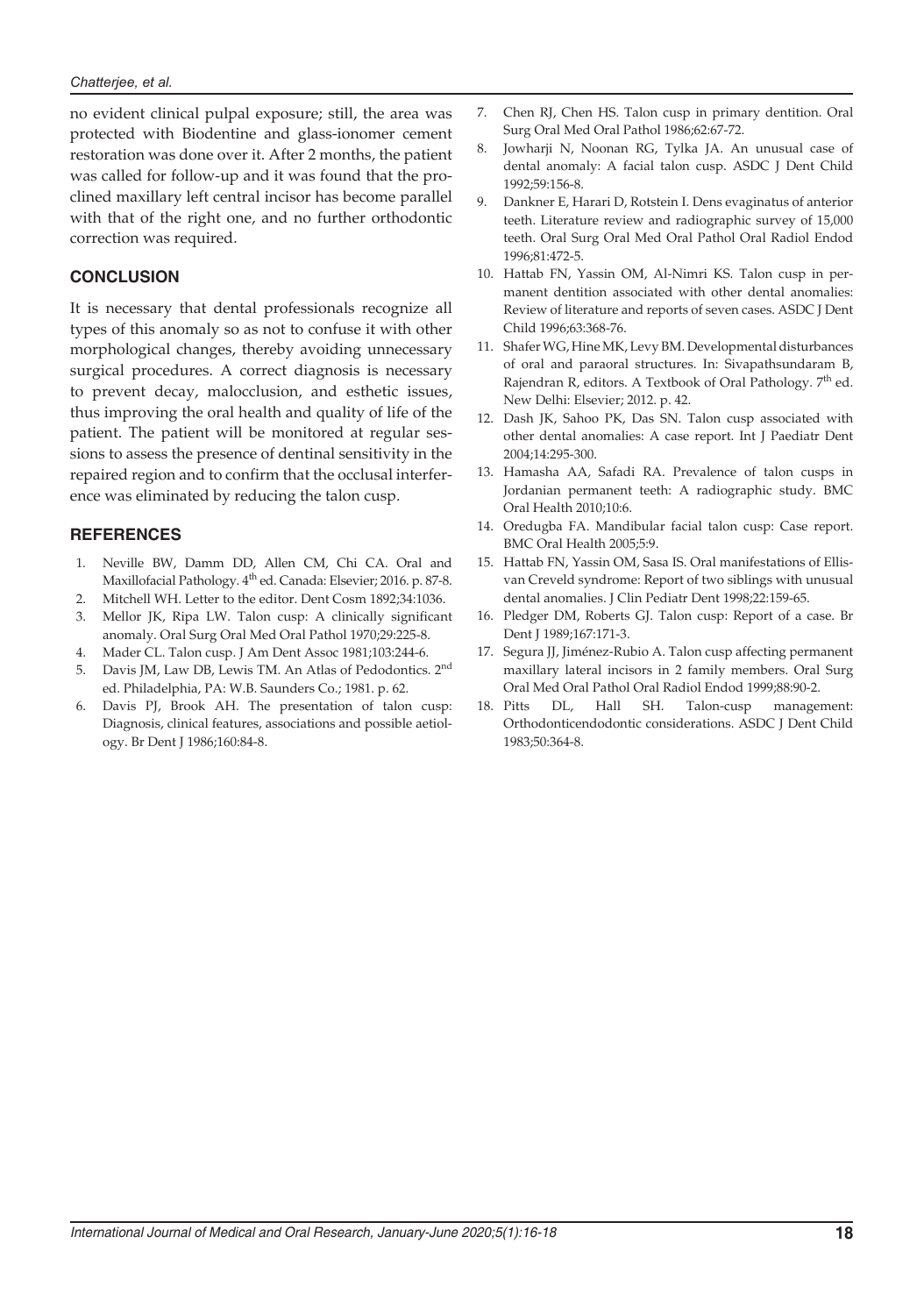no evident clinical pulpal exposure; still, the area was protected with Biodentine and glass-ionomer cement restoration was done over it. After 2 months, the patient was called for follow-up and it was found that the proclined maxillary left central incisor has become parallel with that of the right one, and no further orthodontic correction was required.

## CONCLUSION

It is necessary that dental professionals recognize all types of this anomaly so as not to confuse it with other morphological changes, thereby avoiding unnecessary surgical procedures. A correct diagnosis is necessary to prevent decay, malocclusion, and esthetic issues, thus improving the oral health and quality of life of the patient. The patient will be monitored at regular sessions to assess the presence of dentinal sensitivity in the repaired region and to confirm that the occlusal interference was eliminated by reducing the talon cusp.

## REFERENCES

1. Neville BW, Damm DD, Allen CM, Chi CA. Oral and Maxillofacial Pathology. 4th ed. Canada: Elsevier; 2016. p. 87-8.
2. Mitchell WH. Letter to the editor. Dent Cosm 1892;34:1036.
3. Mellor JK, Ripa LW. Talon cusp: A clinically significant anomaly. Oral Surg Oral Med Oral Pathol 1970;29:225-8.
4. Mader CL. Talon cusp. J Am Dent Assoc 1981;103:244-6.
5. Davis JM, Law DB, Lewis TM. An Atlas of Pedodontics. 2nd ed. Philadelphia, PA: W.B. Saunders Co.; 1981. p. 62.
6. Davis PJ, Brook AH. The presentation of talon cusp: Diagnosis, clinical features, associations and possible aetiology. Br Dent J 1986;160:84-8.
7. Chen RJ, Chen HS. Talon cusp in primary dentition. Oral Surg Oral Med Oral Pathol 1986;62:67-72.
8. Jowharji N, Noonan RG, Tylka JA. An unusual case of dental anomaly: A facial talon cusp. ASDC J Dent Child 1992;59:156-8.
9. Dankner E, Harari D, Rotstein I. Dens evaginatus of anterior teeth. Literature review and radiographic survey of 15,000 teeth. Oral Surg Oral Med Oral Pathol Oral Radiol Endod 1996;81:472-5.
10. Hattab FN, Yassin OM, Al-Nimri KS. Talon cusp in permanent dentition associated with other dental anomalies: Review of literature and reports of seven cases. ASDC J Dent Child 1996;63:368-76.
11. Shafer WG, Hine MK, Levy BM. Developmental disturbances of oral and paraoral structures. In: Sivapathsundaram B, Rajendran R, editors. A Textbook of Oral Pathology. 7th ed. New Delhi: Elsevier; 2012. p. 42.
12. Dash JK, Sahoo PK, Das SN. Talon cusp associated with other dental anomalies: A case report. Int J Paediatr Dent 2004;14:295-300.
13. Hamasha AA, Safadi RA. Prevalence of talon cusps in Jordanian permanent teeth: A radiographic study. BMC Oral Health 2010;10:6.
14. Oredugba FA. Mandibular facial talon cusp: Case report. BMC Oral Health 2005;5:9.
15. Hattab FN, Yassin OM, Sasa IS. Oral manifestations of Ellis-van Creveld syndrome: Report of two siblings with unusual dental anomalies. J Clin Pediatr Dent 1998;22:159-65.
16. Pledger DM, Roberts GJ. Talon cusp: Report of a case. Br Dent J 1989;167:171-3.
17. Segura JJ, Jiménez-Rubio A. Talon cusp affecting permanent maxillary lateral incisors in 2 family members. Oral Surg Oral Med Oral Pathol Oral Radiol Endod 1999;88:90-2.
18. Pitts DL, Hall SH. Talon-cusp management: Orthodonticendodontic considerations. ASDC J Dent Child 1983;50:364-8.